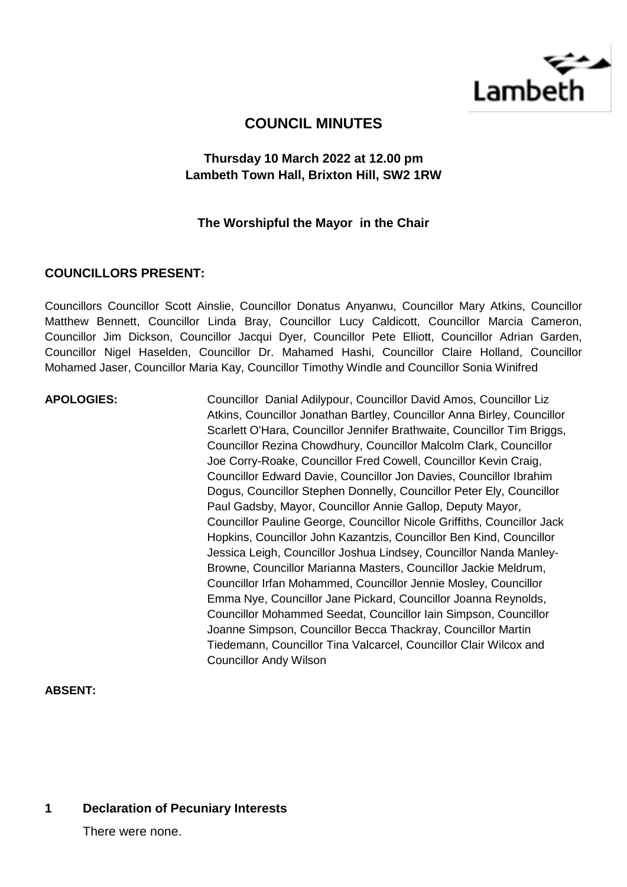# COUNCIL MINUTES

**Thursday 10 March 2022 at 12.00 pm**
**Lambeth Town Hall, Brixton Hill, SW2 1RW**

**The Worshipful the Mayor in the Chair**

**COUNCILLORS PRESENT:**

Councillors Councillor Scott Ainslie, Councillor Donatus Anyanwu, Councillor Mary Atkins, Councillor Matthew Bennett, Councillor Linda Bray, Councillor Lucy Caldicott, Councillor Marcia Cameron, Councillor Jim Dickson, Councillor Jacqui Dyer, Councillor Pete Elliott, Councillor Adrian Garden, Councillor Nigel Haselden, Councillor Dr. Mahamed Hashi, Councillor Claire Holland, Councillor Mohamed Jaser, Councillor Maria Kay, Councillor Timothy Windle and Councillor Sonia Winifred

**APOLOGIES:** Councillor Danial Adilypour, Councillor David Amos, Councillor Liz Atkins, Councillor Jonathan Bartley, Councillor Anna Birley, Councillor Scarlett O'Hara, Councillor Jennifer Brathwaite, Councillor Tim Briggs, Councillor Rezina Chowdhury, Councillor Malcolm Clark, Councillor Joe Corry-Roake, Councillor Fred Cowell, Councillor Kevin Craig, Councillor Edward Davie, Councillor Jon Davies, Councillor Ibrahim Dogus, Councillor Stephen Donnelly, Councillor Peter Ely, Councillor Paul Gadsby, Mayor, Councillor Annie Gallop, Deputy Mayor, Councillor Pauline George, Councillor Nicole Griffiths, Councillor Jack Hopkins, Councillor John Kazantzis, Councillor Ben Kind, Councillor Jessica Leigh, Councillor Joshua Lindsey, Councillor Nanda Manley-Browne, Councillor Marianna Masters, Councillor Jackie Meldrum, Councillor Irfan Mohammed, Councillor Jennie Mosley, Councillor Emma Nye, Councillor Jane Pickard, Councillor Joanna Reynolds, Councillor Mohammed Seedat, Councillor Iain Simpson, Councillor Joanne Simpson, Councillor Becca Thackray, Councillor Martin Tiedemann, Councillor Tina Valcarcel, Councillor Clair Wilcox and Councillor Andy Wilson

**ABSENT:**

## 1 Declaration of Pecuniary Interests

There were none.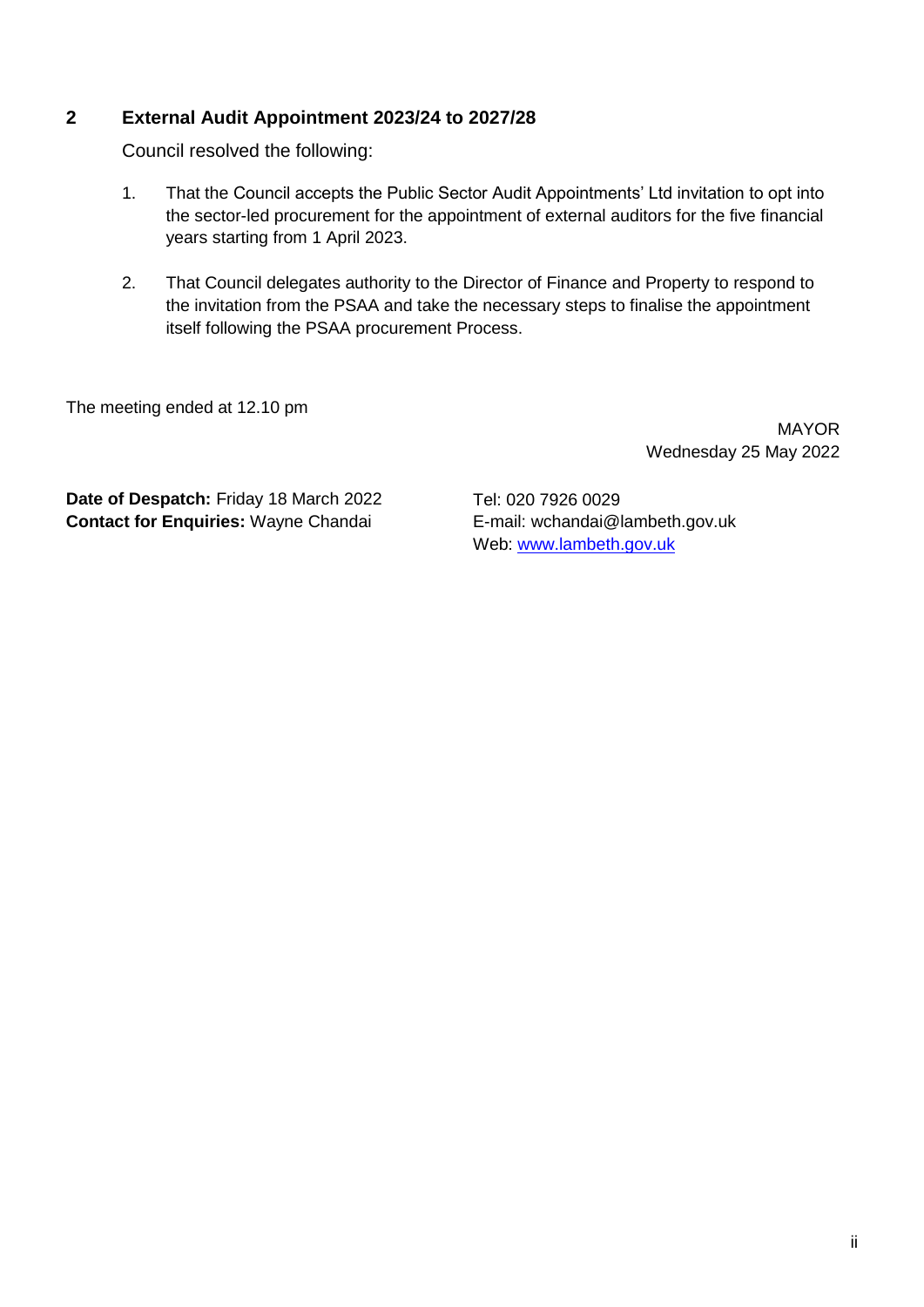## 2 External Audit Appointment 2023/24 to 2027/28

Council resolved the following:

1. That the Council accepts the Public Sector Audit Appointments' Ltd invitation to opt into the sector-led procurement for the appointment of external auditors for the five financial years starting from 1 April 2023.

2. That Council delegates authority to the Director of Finance and Property to respond to the invitation from the PSAA and take the necessary steps to finalise the appointment itself following the PSAA procurement Process.

The meeting ended at 12.10 pm

MAYOR
Wednesday 25 May 2022

**Date of Despatch:** Friday 18 March 2022
**Contact for Enquiries:** Wayne Chandai

Tel: 020 7926 0029
E-mail: wchandai@lambeth.gov.uk
Web: [www.lambeth.gov.uk](http://www.lambeth.gov.uk)